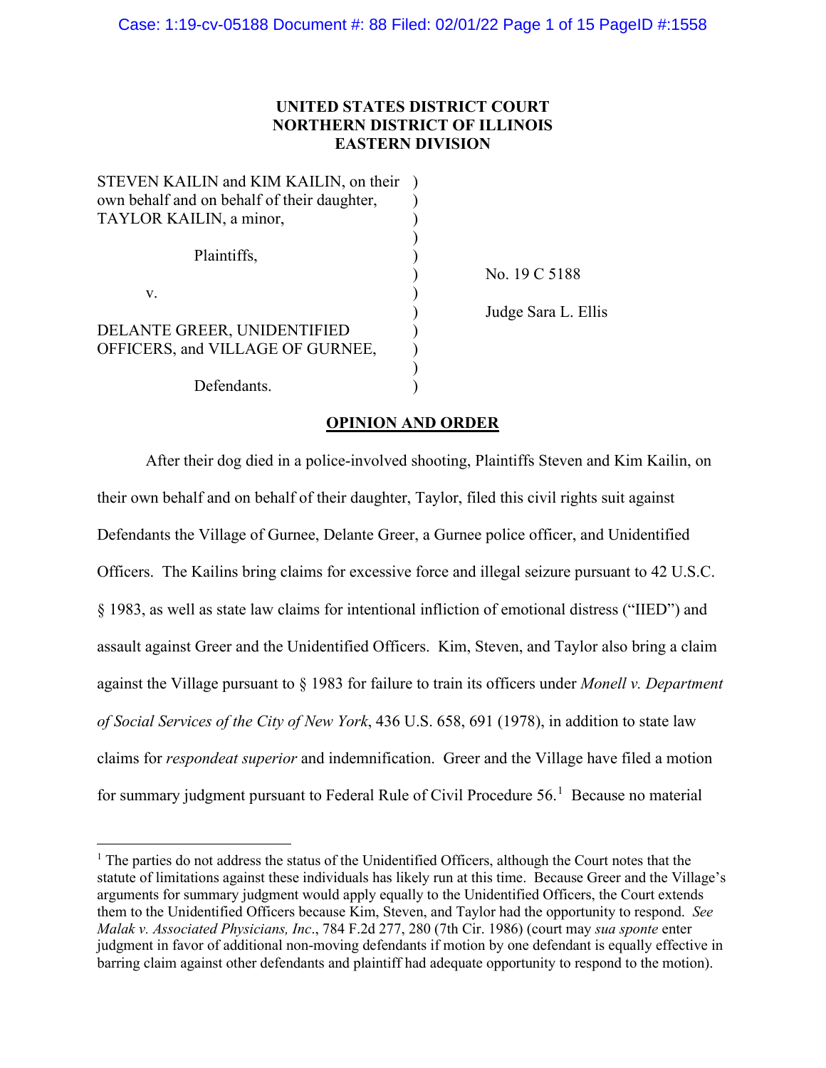**UNITED STATES DISTRICT COURT**
**NORTHERN DISTRICT OF ILLINOIS**
**EASTERN DIVISION**

| | |
|---|---|
| STEVEN KAILIN and KIM KAILIN, on their own behalf and on behalf of their daughter, TAYLOR KAILIN, a minor, | |
| Plaintiffs, | No. 19 C 5188 |
| v. | Judge Sara L. Ellis |
| DELANTE GREER, UNIDENTIFIED OFFICERS, and VILLAGE OF GURNEE, | |
| Defendants. | |

**OPINION AND ORDER**

After their dog died in a police-involved shooting, Plaintiffs Steven and Kim Kailin, on their own behalf and on behalf of their daughter, Taylor, filed this civil rights suit against Defendants the Village of Gurnee, Delante Greer, a Gurnee police officer, and Unidentified Officers. The Kailins bring claims for excessive force and illegal seizure pursuant to 42 U.S.C. § 1983, as well as state law claims for intentional infliction of emotional distress ("IIED") and assault against Greer and the Unidentified Officers. Kim, Steven, and Taylor also bring a claim against the Village pursuant to § 1983 for failure to train its officers under *Monell v. Department of Social Services of the City of New York*, 436 U.S. 658, 691 (1978), in addition to state law claims for *respondeat superior* and indemnification. Greer and the Village have filed a motion for summary judgment pursuant to Federal Rule of Civil Procedure 56.[1] Because no material

[1] The parties do not address the status of the Unidentified Officers, although the Court notes that the statute of limitations against these individuals has likely run at this time. Because Greer and the Village's arguments for summary judgment would apply equally to the Unidentified Officers, the Court extends them to the Unidentified Officers because Kim, Steven, and Taylor had the opportunity to respond. *See Malak v. Associated Physicians, Inc*., 784 F.2d 277, 280 (7th Cir. 1986) (court may *sua sponte* enter judgment in favor of additional non-moving defendants if motion by one defendant is equally effective in barring claim against other defendants and plaintiff had adequate opportunity to respond to the motion).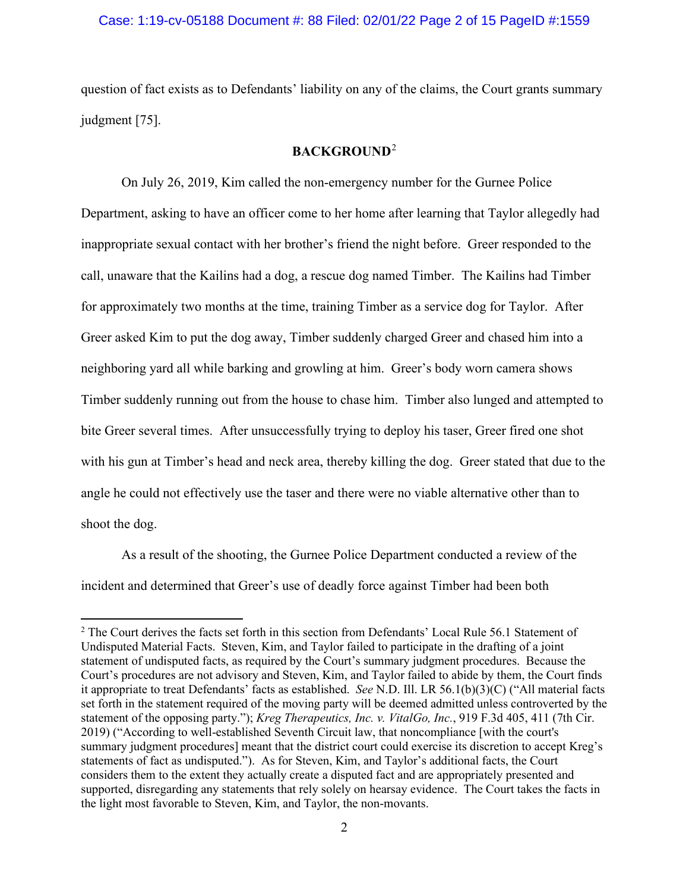question of fact exists as to Defendants' liability on any of the claims, the Court grants summary judgment [75].

## BACKGROUND[2]

On July 26, 2019, Kim called the non-emergency number for the Gurnee Police Department, asking to have an officer come to her home after learning that Taylor allegedly had inappropriate sexual contact with her brother's friend the night before. Greer responded to the call, unaware that the Kailins had a dog, a rescue dog named Timber. The Kailins had Timber for approximately two months at the time, training Timber as a service dog for Taylor. After Greer asked Kim to put the dog away, Timber suddenly charged Greer and chased him into a neighboring yard all while barking and growling at him. Greer's body worn camera shows Timber suddenly running out from the house to chase him. Timber also lunged and attempted to bite Greer several times. After unsuccessfully trying to deploy his taser, Greer fired one shot with his gun at Timber's head and neck area, thereby killing the dog. Greer stated that due to the angle he could not effectively use the taser and there were no viable alternative other than to shoot the dog.

As a result of the shooting, the Gurnee Police Department conducted a review of the incident and determined that Greer's use of deadly force against Timber had been both

---

[2] The Court derives the facts set forth in this section from Defendants' Local Rule 56.1 Statement of Undisputed Material Facts. Steven, Kim, and Taylor failed to participate in the drafting of a joint statement of undisputed facts, as required by the Court's summary judgment procedures. Because the Court's procedures are not advisory and Steven, Kim, and Taylor failed to abide by them, the Court finds it appropriate to treat Defendants' facts as established. *See* N.D. Ill. LR 56.1(b)(3)(C) ("All material facts set forth in the statement required of the moving party will be deemed admitted unless controverted by the statement of the opposing party."); *Kreg Therapeutics, Inc. v. VitalGo, Inc.*, 919 F.3d 405, 411 (7th Cir. 2019) ("According to well-established Seventh Circuit law, that noncompliance [with the court's summary judgment procedures] meant that the district court could exercise its discretion to accept Kreg's statements of fact as undisputed."). As for Steven, Kim, and Taylor's additional facts, the Court considers them to the extent they actually create a disputed fact and are appropriately presented and supported, disregarding any statements that rely solely on hearsay evidence. The Court takes the facts in the light most favorable to Steven, Kim, and Taylor, the non-movants.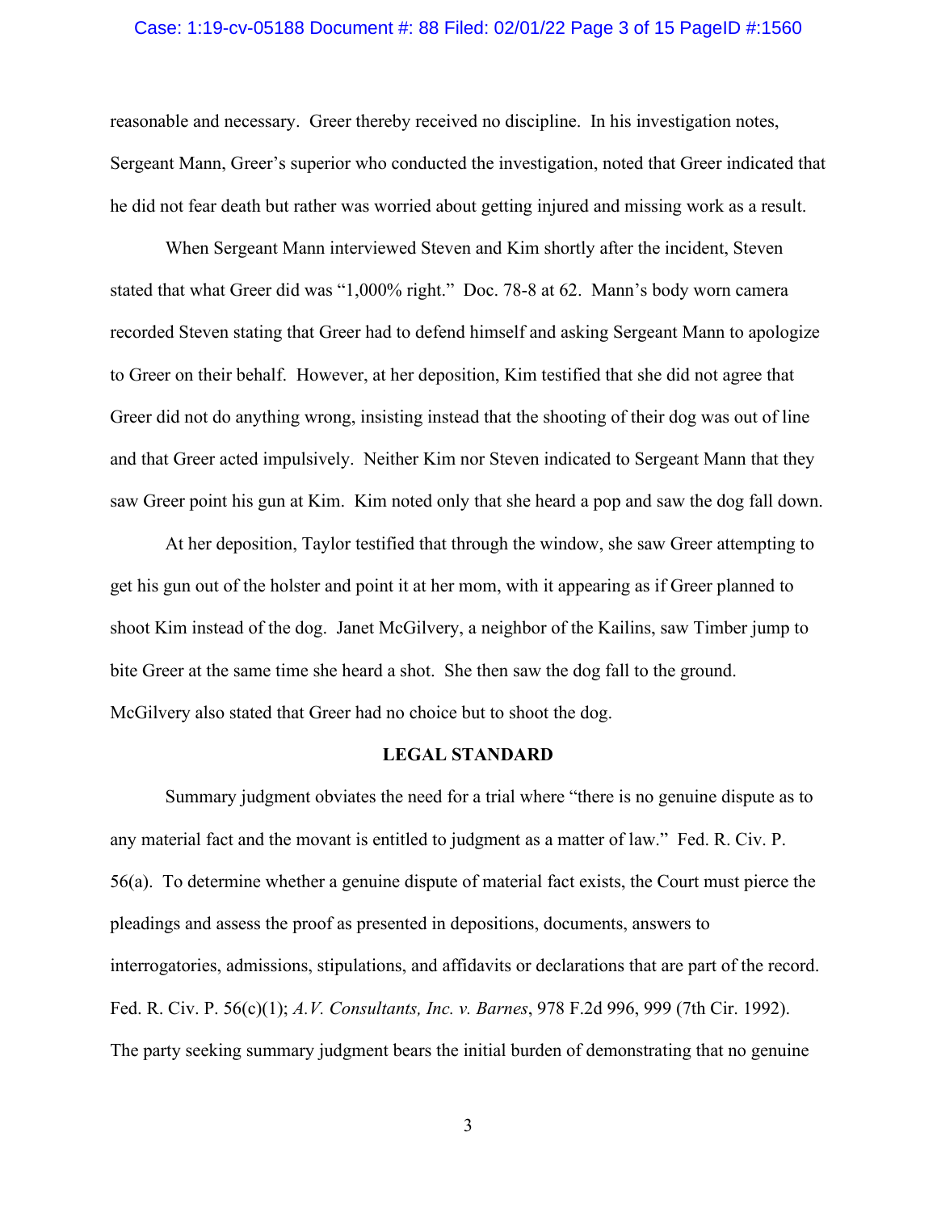reasonable and necessary. Greer thereby received no discipline. In his investigation notes, Sergeant Mann, Greer's superior who conducted the investigation, noted that Greer indicated that he did not fear death but rather was worried about getting injured and missing work as a result.

When Sergeant Mann interviewed Steven and Kim shortly after the incident, Steven stated that what Greer did was "1,000% right." Doc. 78-8 at 62. Mann's body worn camera recorded Steven stating that Greer had to defend himself and asking Sergeant Mann to apologize to Greer on their behalf. However, at her deposition, Kim testified that she did not agree that Greer did not do anything wrong, insisting instead that the shooting of their dog was out of line and that Greer acted impulsively. Neither Kim nor Steven indicated to Sergeant Mann that they saw Greer point his gun at Kim. Kim noted only that she heard a pop and saw the dog fall down.

At her deposition, Taylor testified that through the window, she saw Greer attempting to get his gun out of the holster and point it at her mom, with it appearing as if Greer planned to shoot Kim instead of the dog. Janet McGilvery, a neighbor of the Kailins, saw Timber jump to bite Greer at the same time she heard a shot. She then saw the dog fall to the ground. McGilvery also stated that Greer had no choice but to shoot the dog.

## LEGAL STANDARD

Summary judgment obviates the need for a trial where "there is no genuine dispute as to any material fact and the movant is entitled to judgment as a matter of law." Fed. R. Civ. P. 56(a). To determine whether a genuine dispute of material fact exists, the Court must pierce the pleadings and assess the proof as presented in depositions, documents, answers to interrogatories, admissions, stipulations, and affidavits or declarations that are part of the record. Fed. R. Civ. P. 56(c)(1); *A.V. Consultants, Inc. v. Barnes*, 978 F.2d 996, 999 (7th Cir. 1992). The party seeking summary judgment bears the initial burden of demonstrating that no genuine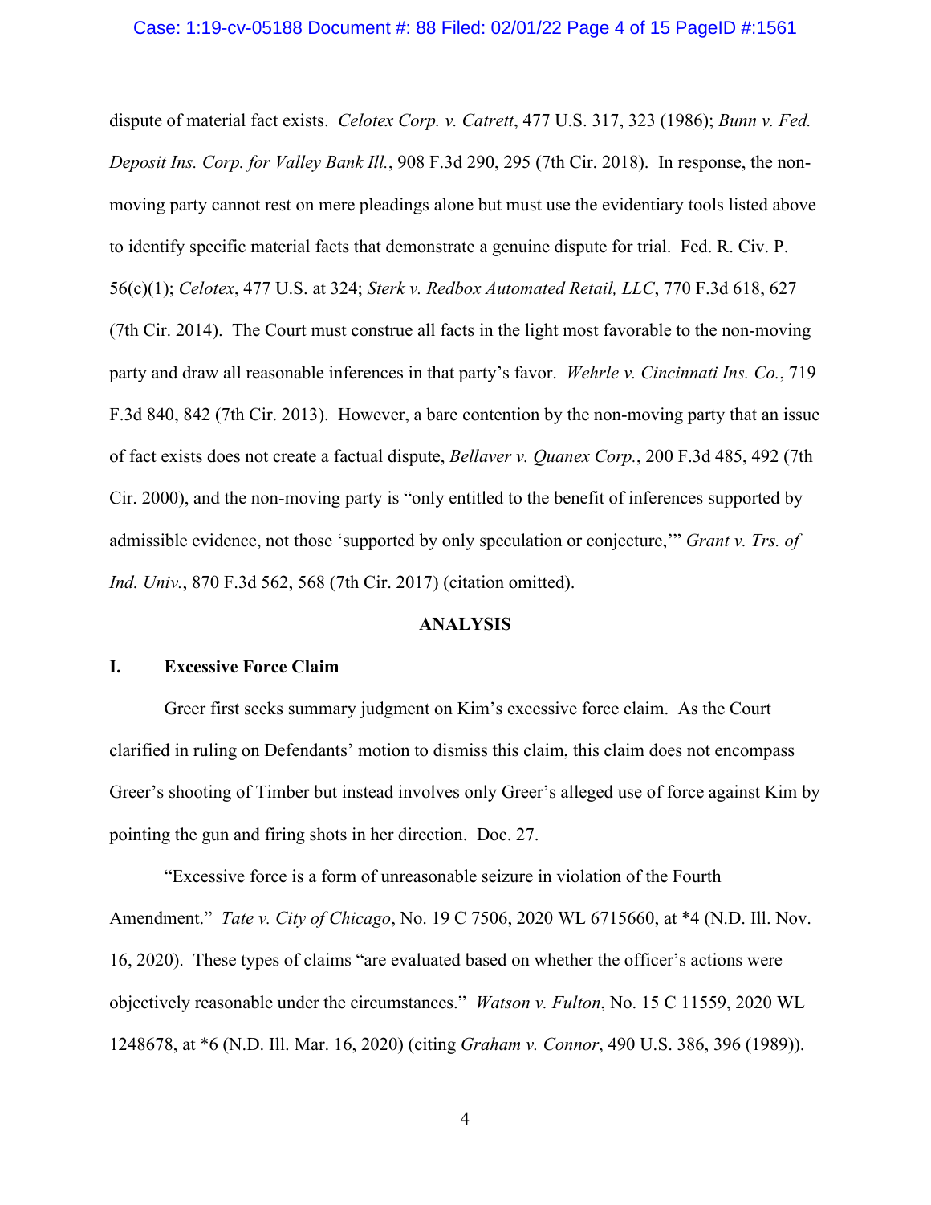dispute of material fact exists. *Celotex Corp. v. Catrett*, 477 U.S. 317, 323 (1986); *Bunn v. Fed. Deposit Ins. Corp. for Valley Bank Ill.*, 908 F.3d 290, 295 (7th Cir. 2018). In response, the non-moving party cannot rest on mere pleadings alone but must use the evidentiary tools listed above to identify specific material facts that demonstrate a genuine dispute for trial. Fed. R. Civ. P. 56(c)(1); *Celotex*, 477 U.S. at 324; *Sterk v. Redbox Automated Retail, LLC*, 770 F.3d 618, 627 (7th Cir. 2014). The Court must construe all facts in the light most favorable to the non-moving party and draw all reasonable inferences in that party's favor. *Wehrle v. Cincinnati Ins. Co.*, 719 F.3d 840, 842 (7th Cir. 2013). However, a bare contention by the non-moving party that an issue of fact exists does not create a factual dispute, *Bellaver v. Quanex Corp.*, 200 F.3d 485, 492 (7th Cir. 2000), and the non-moving party is "only entitled to the benefit of inferences supported by admissible evidence, not those 'supported by only speculation or conjecture,'" *Grant v. Trs. of Ind. Univ.*, 870 F.3d 562, 568 (7th Cir. 2017) (citation omitted).

## ANALYSIS

### I. Excessive Force Claim

Greer first seeks summary judgment on Kim's excessive force claim. As the Court clarified in ruling on Defendants' motion to dismiss this claim, this claim does not encompass Greer's shooting of Timber but instead involves only Greer's alleged use of force against Kim by pointing the gun and firing shots in her direction. Doc. 27.

"Excessive force is a form of unreasonable seizure in violation of the Fourth Amendment." *Tate v. City of Chicago*, No. 19 C 7506, 2020 WL 6715660, at *4 (N.D. Ill. Nov. 16, 2020). These types of claims "are evaluated based on whether the officer's actions were objectively reasonable under the circumstances." *Watson v. Fulton*, No. 15 C 11559, 2020 WL 1248678, at *6 (N.D. Ill. Mar. 16, 2020) (citing *Graham v. Connor*, 490 U.S. 386, 396 (1989)).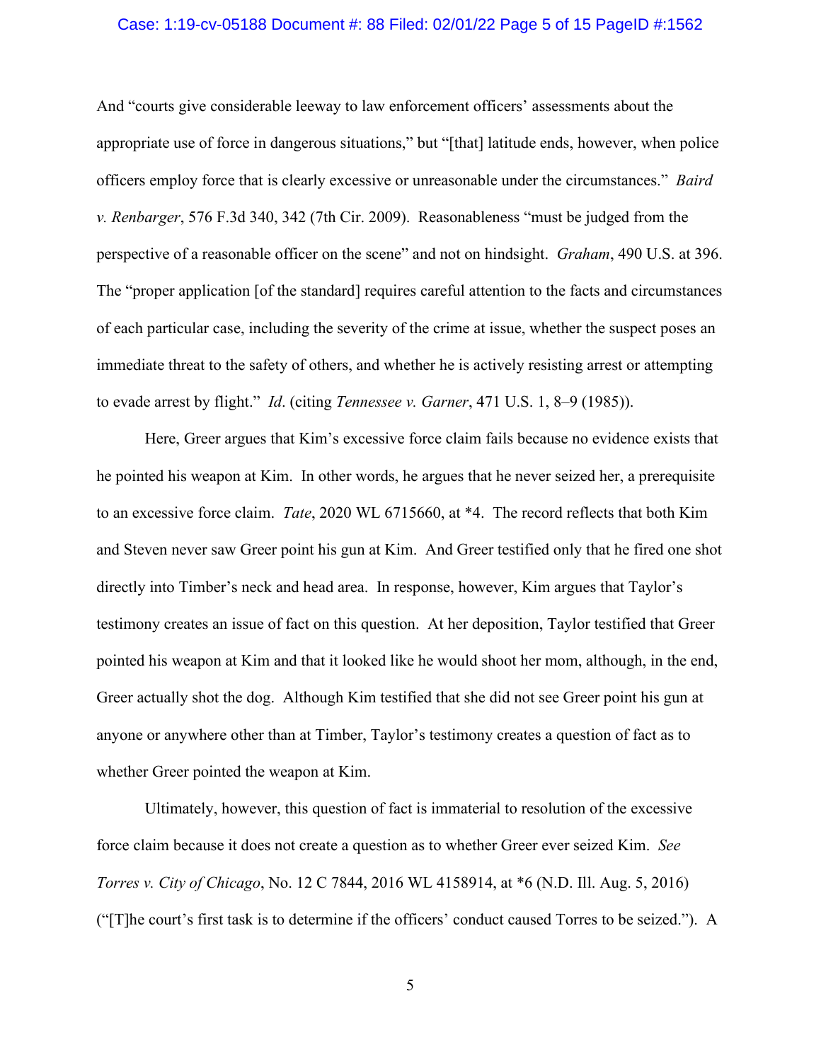And "courts give considerable leeway to law enforcement officers' assessments about the appropriate use of force in dangerous situations," but "[that] latitude ends, however, when police officers employ force that is clearly excessive or unreasonable under the circumstances." *Baird v. Renbarger*, 576 F.3d 340, 342 (7th Cir. 2009). Reasonableness "must be judged from the perspective of a reasonable officer on the scene" and not on hindsight. *Graham*, 490 U.S. at 396. The "proper application [of the standard] requires careful attention to the facts and circumstances of each particular case, including the severity of the crime at issue, whether the suspect poses an immediate threat to the safety of others, and whether he is actively resisting arrest or attempting to evade arrest by flight." *Id*. (citing *Tennessee v. Garner*, 471 U.S. 1, 8–9 (1985)).

Here, Greer argues that Kim's excessive force claim fails because no evidence exists that he pointed his weapon at Kim. In other words, he argues that he never seized her, a prerequisite to an excessive force claim. *Tate*, 2020 WL 6715660, at *4. The record reflects that both Kim and Steven never saw Greer point his gun at Kim. And Greer testified only that he fired one shot directly into Timber's neck and head area. In response, however, Kim argues that Taylor's testimony creates an issue of fact on this question. At her deposition, Taylor testified that Greer pointed his weapon at Kim and that it looked like he would shoot her mom, although, in the end, Greer actually shot the dog. Although Kim testified that she did not see Greer point his gun at anyone or anywhere other than at Timber, Taylor's testimony creates a question of fact as to whether Greer pointed the weapon at Kim.

Ultimately, however, this question of fact is immaterial to resolution of the excessive force claim because it does not create a question as to whether Greer ever seized Kim. *See Torres v. City of Chicago*, No. 12 C 7844, 2016 WL 4158914, at *6 (N.D. Ill. Aug. 5, 2016) ("[T]he court's first task is to determine if the officers' conduct caused Torres to be seized."). A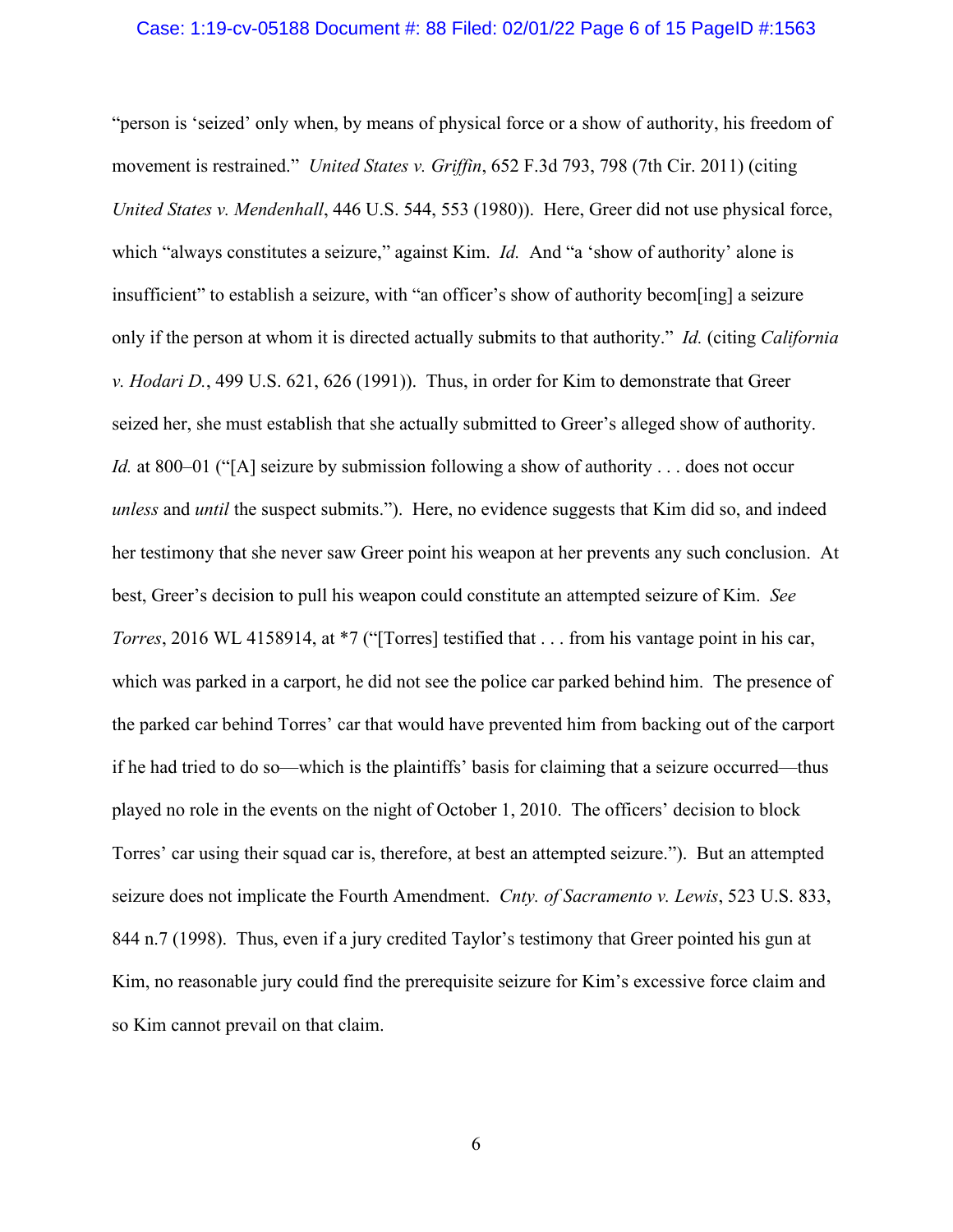"person is 'seized' only when, by means of physical force or a show of authority, his freedom of movement is restrained." *United States v. Griffin*, 652 F.3d 793, 798 (7th Cir. 2011) (citing *United States v. Mendenhall*, 446 U.S. 544, 553 (1980)). Here, Greer did not use physical force, which "always constitutes a seizure," against Kim. *Id.* And "a 'show of authority' alone is insufficient" to establish a seizure, with "an officer's show of authority becom[ing] a seizure only if the person at whom it is directed actually submits to that authority." *Id.* (citing *California v. Hodari D.*, 499 U.S. 621, 626 (1991)). Thus, in order for Kim to demonstrate that Greer seized her, she must establish that she actually submitted to Greer's alleged show of authority. *Id.* at 800–01 ("[A] seizure by submission following a show of authority . . . does not occur *unless* and *until* the suspect submits."). Here, no evidence suggests that Kim did so, and indeed her testimony that she never saw Greer point his weapon at her prevents any such conclusion. At best, Greer's decision to pull his weapon could constitute an attempted seizure of Kim. *See Torres*, 2016 WL 4158914, at *7 ("[Torres] testified that . . . from his vantage point in his car, which was parked in a carport, he did not see the police car parked behind him. The presence of the parked car behind Torres' car that would have prevented him from backing out of the carport if he had tried to do so—which is the plaintiffs' basis for claiming that a seizure occurred—thus played no role in the events on the night of October 1, 2010. The officers' decision to block Torres' car using their squad car is, therefore, at best an attempted seizure."). But an attempted seizure does not implicate the Fourth Amendment. *Cnty. of Sacramento v. Lewis*, 523 U.S. 833, 844 n.7 (1998). Thus, even if a jury credited Taylor's testimony that Greer pointed his gun at Kim, no reasonable jury could find the prerequisite seizure for Kim's excessive force claim and so Kim cannot prevail on that claim.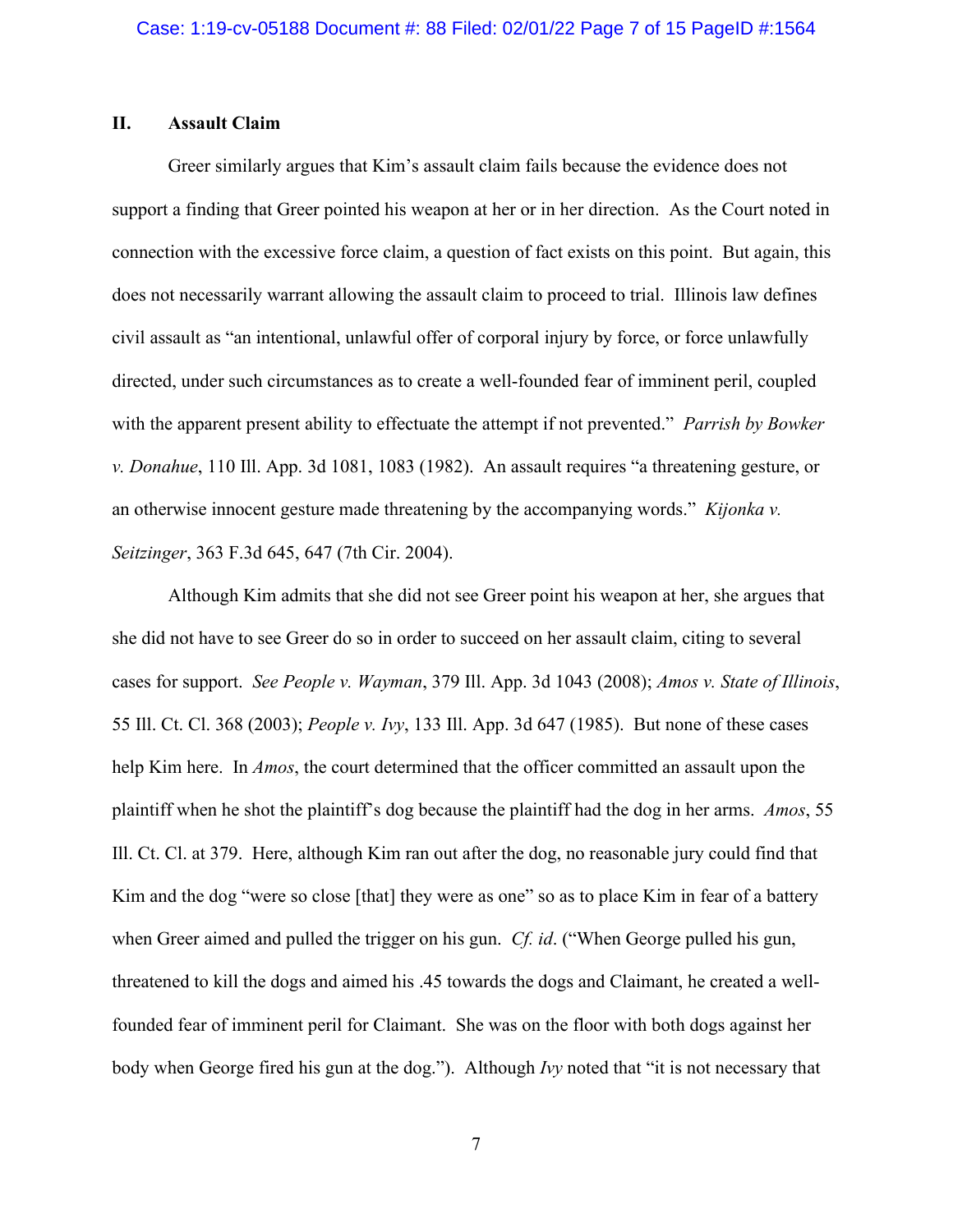## II. Assault Claim

Greer similarly argues that Kim's assault claim fails because the evidence does not support a finding that Greer pointed his weapon at her or in her direction. As the Court noted in connection with the excessive force claim, a question of fact exists on this point. But again, this does not necessarily warrant allowing the assault claim to proceed to trial. Illinois law defines civil assault as "an intentional, unlawful offer of corporal injury by force, or force unlawfully directed, under such circumstances as to create a well-founded fear of imminent peril, coupled with the apparent present ability to effectuate the attempt if not prevented." *Parrish by Bowker v. Donahue*, 110 Ill. App. 3d 1081, 1083 (1982). An assault requires "a threatening gesture, or an otherwise innocent gesture made threatening by the accompanying words." *Kijonka v. Seitzinger*, 363 F.3d 645, 647 (7th Cir. 2004).

Although Kim admits that she did not see Greer point his weapon at her, she argues that she did not have to see Greer do so in order to succeed on her assault claim, citing to several cases for support. *See People v. Wayman*, 379 Ill. App. 3d 1043 (2008); *Amos v. State of Illinois*, 55 Ill. Ct. Cl. 368 (2003); *People v. Ivy*, 133 Ill. App. 3d 647 (1985). But none of these cases help Kim here. In *Amos*, the court determined that the officer committed an assault upon the plaintiff when he shot the plaintiff's dog because the plaintiff had the dog in her arms. *Amos*, 55 Ill. Ct. Cl. at 379. Here, although Kim ran out after the dog, no reasonable jury could find that Kim and the dog "were so close [that] they were as one" so as to place Kim in fear of a battery when Greer aimed and pulled the trigger on his gun. *Cf. id*. ("When George pulled his gun, threatened to kill the dogs and aimed his .45 towards the dogs and Claimant, he created a well-founded fear of imminent peril for Claimant. She was on the floor with both dogs against her body when George fired his gun at the dog."). Although *Ivy* noted that "it is not necessary that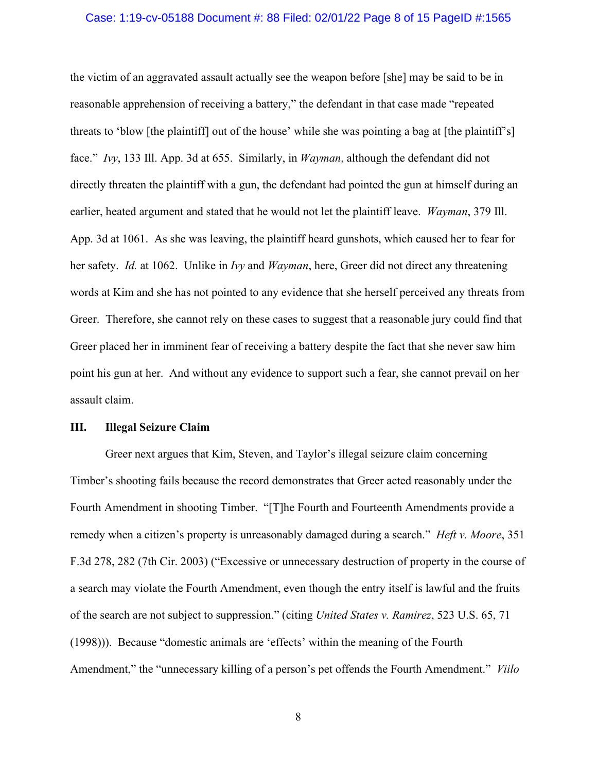the victim of an aggravated assault actually see the weapon before [she] may be said to be in reasonable apprehension of receiving a battery," the defendant in that case made "repeated threats to 'blow [the plaintiff] out of the house' while she was pointing a bag at [the plaintiff's] face." *Ivy*, 133 Ill. App. 3d at 655. Similarly, in *Wayman*, although the defendant did not directly threaten the plaintiff with a gun, the defendant had pointed the gun at himself during an earlier, heated argument and stated that he would not let the plaintiff leave. *Wayman*, 379 Ill. App. 3d at 1061. As she was leaving, the plaintiff heard gunshots, which caused her to fear for her safety. *Id.* at 1062. Unlike in *Ivy* and *Wayman*, here, Greer did not direct any threatening words at Kim and she has not pointed to any evidence that she herself perceived any threats from Greer. Therefore, she cannot rely on these cases to suggest that a reasonable jury could find that Greer placed her in imminent fear of receiving a battery despite the fact that she never saw him point his gun at her. And without any evidence to support such a fear, she cannot prevail on her assault claim.

## III. Illegal Seizure Claim

Greer next argues that Kim, Steven, and Taylor's illegal seizure claim concerning Timber's shooting fails because the record demonstrates that Greer acted reasonably under the Fourth Amendment in shooting Timber. "[T]he Fourth and Fourteenth Amendments provide a remedy when a citizen's property is unreasonably damaged during a search." *Heft v. Moore*, 351 F.3d 278, 282 (7th Cir. 2003) ("Excessive or unnecessary destruction of property in the course of a search may violate the Fourth Amendment, even though the entry itself is lawful and the fruits of the search are not subject to suppression." (citing *United States v. Ramirez*, 523 U.S. 65, 71 (1998))). Because "domestic animals are 'effects' within the meaning of the Fourth Amendment," the "unnecessary killing of a person's pet offends the Fourth Amendment." *Viilo*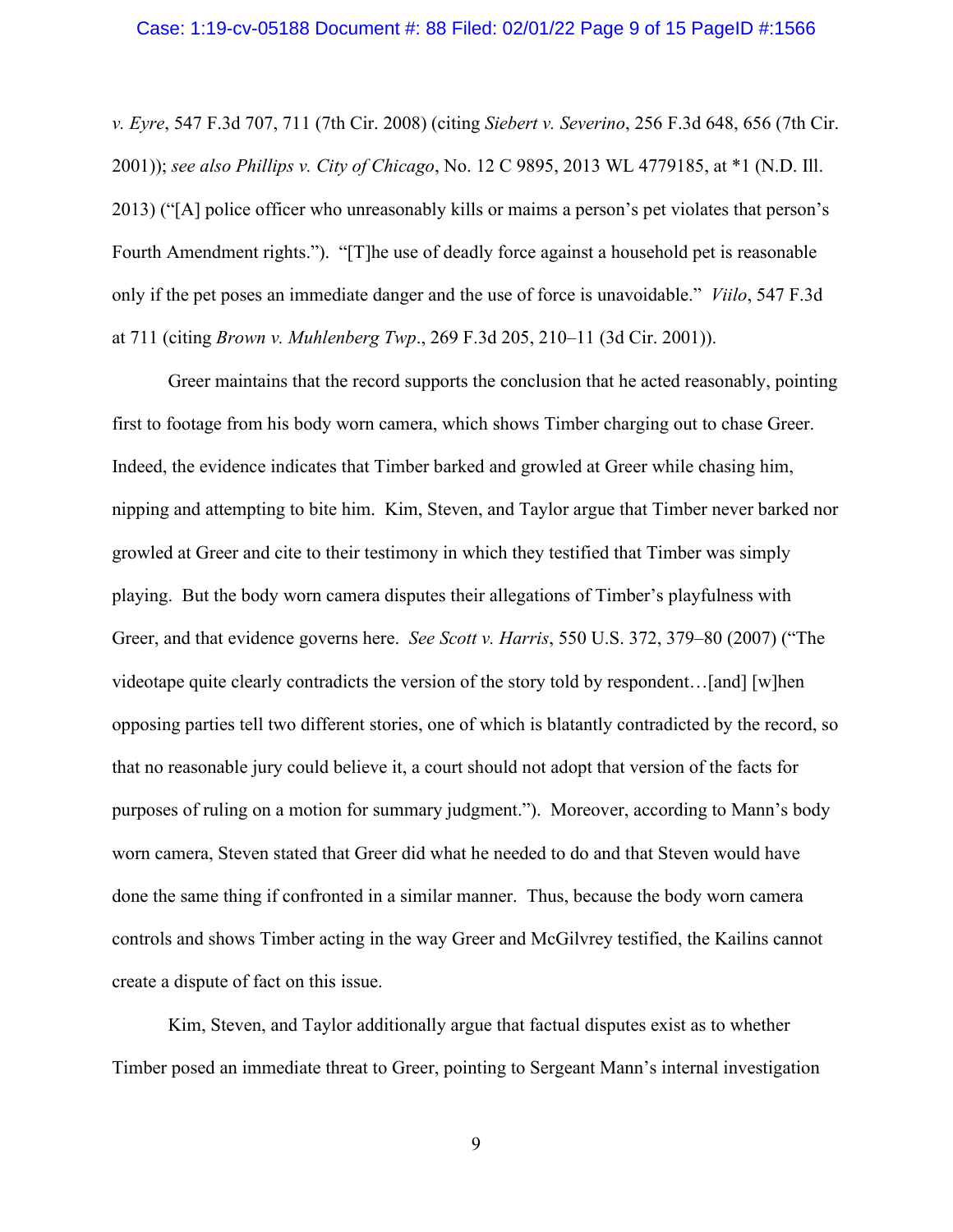*v. Eyre*, 547 F.3d 707, 711 (7th Cir. 2008) (citing *Siebert v. Severino*, 256 F.3d 648, 656 (7th Cir. 2001)); *see also Phillips v. City of Chicago*, No. 12 C 9895, 2013 WL 4779185, at *1 (N.D. Ill. 2013) ("[A] police officer who unreasonably kills or maims a person's pet violates that person's Fourth Amendment rights."). "[T]he use of deadly force against a household pet is reasonable only if the pet poses an immediate danger and the use of force is unavoidable." *Viilo*, 547 F.3d at 711 (citing *Brown v. Muhlenberg Twp*., 269 F.3d 205, 210–11 (3d Cir. 2001)).

Greer maintains that the record supports the conclusion that he acted reasonably, pointing first to footage from his body worn camera, which shows Timber charging out to chase Greer. Indeed, the evidence indicates that Timber barked and growled at Greer while chasing him, nipping and attempting to bite him. Kim, Steven, and Taylor argue that Timber never barked nor growled at Greer and cite to their testimony in which they testified that Timber was simply playing. But the body worn camera disputes their allegations of Timber's playfulness with Greer, and that evidence governs here. *See Scott v. Harris*, 550 U.S. 372, 379–80 (2007) ("The videotape quite clearly contradicts the version of the story told by respondent…[and] [w]hen opposing parties tell two different stories, one of which is blatantly contradicted by the record, so that no reasonable jury could believe it, a court should not adopt that version of the facts for purposes of ruling on a motion for summary judgment."). Moreover, according to Mann's body worn camera, Steven stated that Greer did what he needed to do and that Steven would have done the same thing if confronted in a similar manner. Thus, because the body worn camera controls and shows Timber acting in the way Greer and McGilvrey testified, the Kailins cannot create a dispute of fact on this issue.

Kim, Steven, and Taylor additionally argue that factual disputes exist as to whether Timber posed an immediate threat to Greer, pointing to Sergeant Mann's internal investigation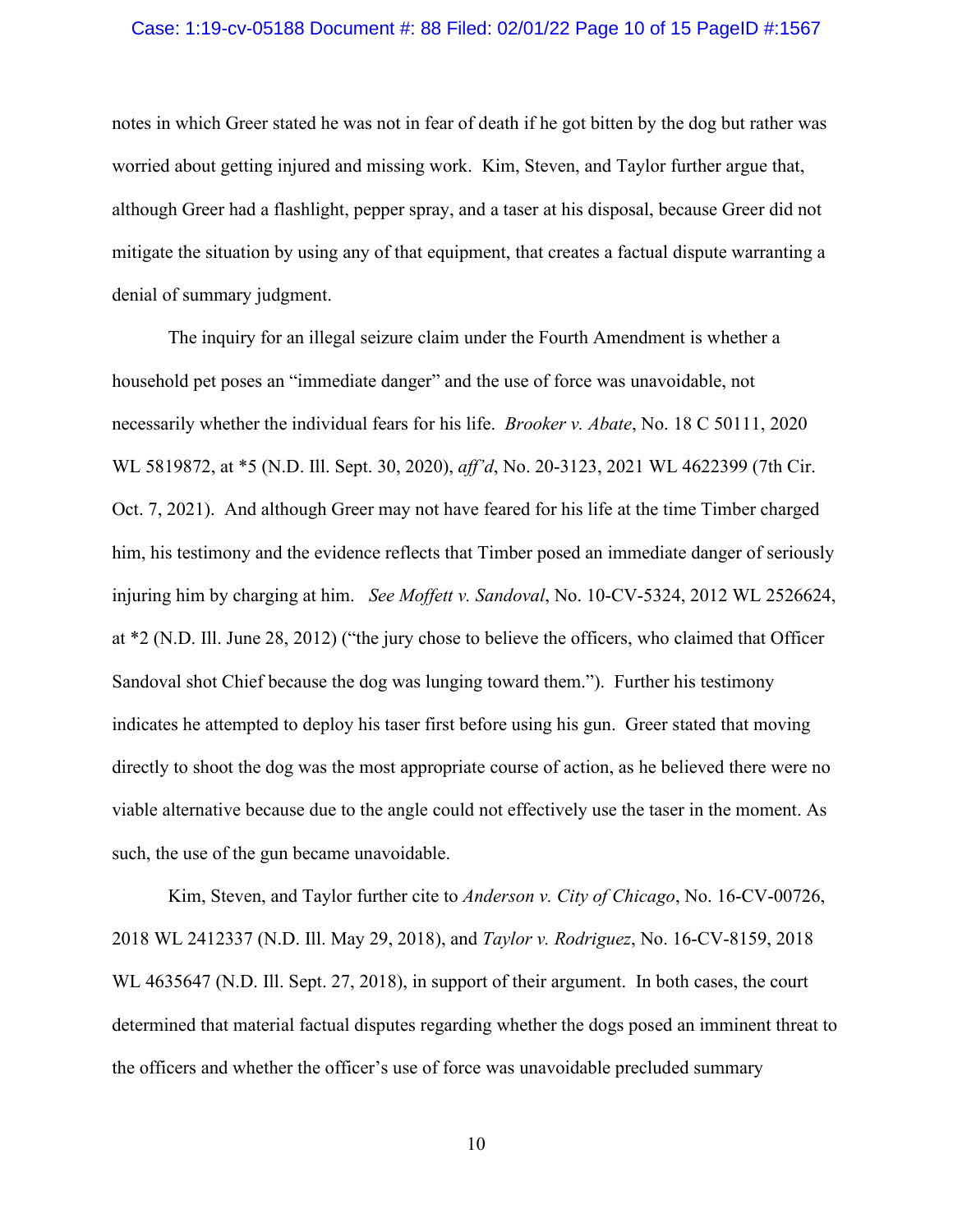notes in which Greer stated he was not in fear of death if he got bitten by the dog but rather was worried about getting injured and missing work. Kim, Steven, and Taylor further argue that, although Greer had a flashlight, pepper spray, and a taser at his disposal, because Greer did not mitigate the situation by using any of that equipment, that creates a factual dispute warranting a denial of summary judgment.

The inquiry for an illegal seizure claim under the Fourth Amendment is whether a household pet poses an "immediate danger" and the use of force was unavoidable, not necessarily whether the individual fears for his life. *Brooker v. Abate*, No. 18 C 50111, 2020 WL 5819872, at *5 (N.D. Ill. Sept. 30, 2020), *aff'd*, No. 20-3123, 2021 WL 4622399 (7th Cir. Oct. 7, 2021). And although Greer may not have feared for his life at the time Timber charged him, his testimony and the evidence reflects that Timber posed an immediate danger of seriously injuring him by charging at him. *See Moffett v. Sandoval*, No. 10-CV-5324, 2012 WL 2526624, at *2 (N.D. Ill. June 28, 2012) ("the jury chose to believe the officers, who claimed that Officer Sandoval shot Chief because the dog was lunging toward them."). Further his testimony indicates he attempted to deploy his taser first before using his gun. Greer stated that moving directly to shoot the dog was the most appropriate course of action, as he believed there were no viable alternative because due to the angle could not effectively use the taser in the moment. As such, the use of the gun became unavoidable.

Kim, Steven, and Taylor further cite to *Anderson v. City of Chicago*, No. 16-CV-00726, 2018 WL 2412337 (N.D. Ill. May 29, 2018), and *Taylor v. Rodriguez*, No. 16-CV-8159, 2018 WL 4635647 (N.D. Ill. Sept. 27, 2018), in support of their argument. In both cases, the court determined that material factual disputes regarding whether the dogs posed an imminent threat to the officers and whether the officer's use of force was unavoidable precluded summary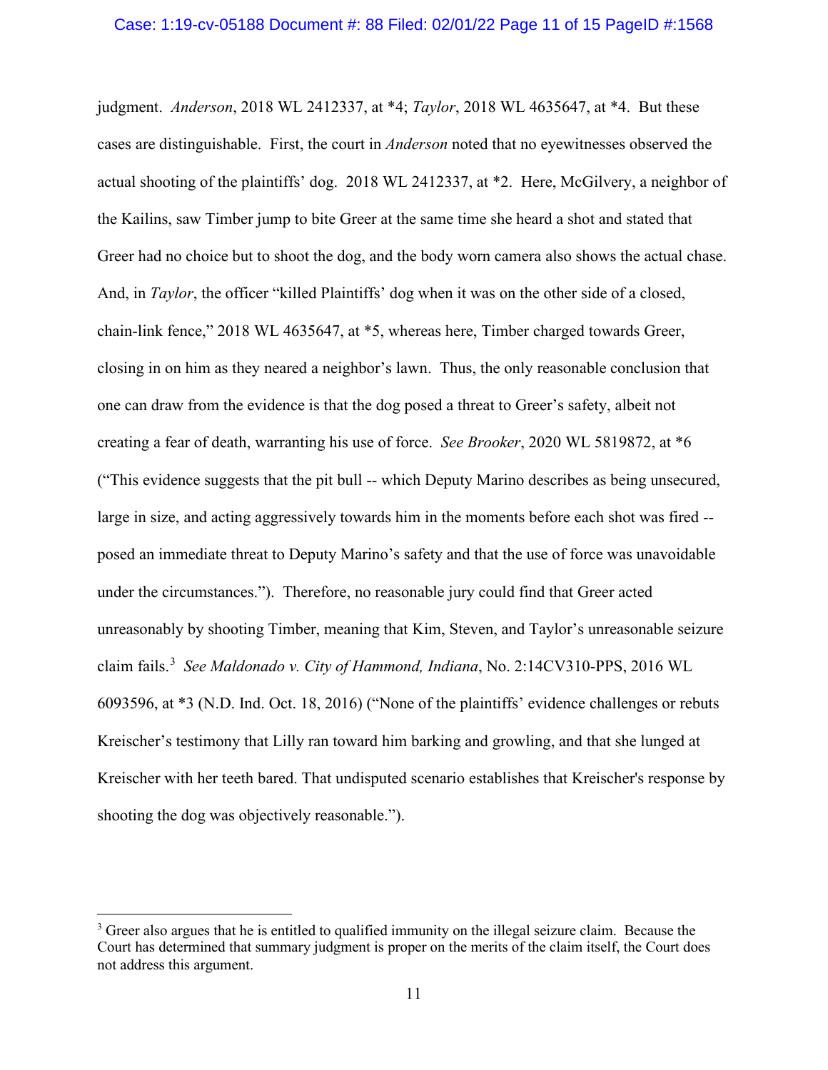judgment. *Anderson*, 2018 WL 2412337, at *4; *Taylor*, 2018 WL 4635647, at *4. But these cases are distinguishable. First, the court in *Anderson* noted that no eyewitnesses observed the actual shooting of the plaintiffs' dog. 2018 WL 2412337, at *2. Here, McGilvery, a neighbor of the Kailins, saw Timber jump to bite Greer at the same time she heard a shot and stated that Greer had no choice but to shoot the dog, and the body worn camera also shows the actual chase. And, in *Taylor*, the officer "killed Plaintiffs' dog when it was on the other side of a closed, chain-link fence," 2018 WL 4635647, at *5, whereas here, Timber charged towards Greer, closing in on him as they neared a neighbor's lawn. Thus, the only reasonable conclusion that one can draw from the evidence is that the dog posed a threat to Greer's safety, albeit not creating a fear of death, warranting his use of force. *See Brooker*, 2020 WL 5819872, at *6 ("This evidence suggests that the pit bull -- which Deputy Marino describes as being unsecured, large in size, and acting aggressively towards him in the moments before each shot was fired -- posed an immediate threat to Deputy Marino's safety and that the use of force was unavoidable under the circumstances."). Therefore, no reasonable jury could find that Greer acted unreasonably by shooting Timber, meaning that Kim, Steven, and Taylor's unreasonable seizure claim fails.[3] *See Maldonado v. City of Hammond, Indiana*, No. 2:14CV310-PPS, 2016 WL 6093596, at *3 (N.D. Ind. Oct. 18, 2016) ("None of the plaintiffs' evidence challenges or rebuts Kreischer's testimony that Lilly ran toward him barking and growling, and that she lunged at Kreischer with her teeth bared. That undisputed scenario establishes that Kreischer's response by shooting the dog was objectively reasonable.").

---

[3] Greer also argues that he is entitled to qualified immunity on the illegal seizure claim. Because the Court has determined that summary judgment is proper on the merits of the claim itself, the Court does not address this argument.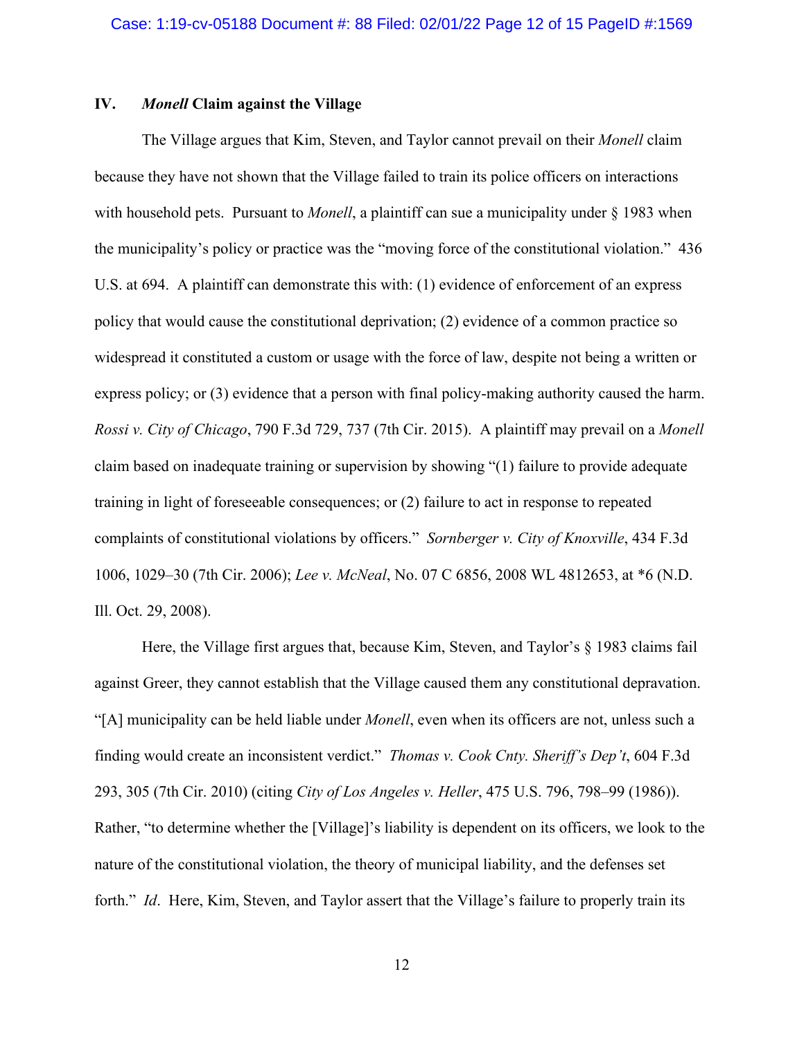## IV. *Monell* Claim against the Village

The Village argues that Kim, Steven, and Taylor cannot prevail on their *Monell* claim because they have not shown that the Village failed to train its police officers on interactions with household pets. Pursuant to *Monell*, a plaintiff can sue a municipality under § 1983 when the municipality's policy or practice was the "moving force of the constitutional violation." 436 U.S. at 694. A plaintiff can demonstrate this with: (1) evidence of enforcement of an express policy that would cause the constitutional deprivation; (2) evidence of a common practice so widespread it constituted a custom or usage with the force of law, despite not being a written or express policy; or (3) evidence that a person with final policy-making authority caused the harm. *Rossi v. City of Chicago*, 790 F.3d 729, 737 (7th Cir. 2015). A plaintiff may prevail on a *Monell* claim based on inadequate training or supervision by showing "(1) failure to provide adequate training in light of foreseeable consequences; or (2) failure to act in response to repeated complaints of constitutional violations by officers." *Sornberger v. City of Knoxville*, 434 F.3d 1006, 1029–30 (7th Cir. 2006); *Lee v. McNeal*, No. 07 C 6856, 2008 WL 4812653, at *6 (N.D. Ill. Oct. 29, 2008).

Here, the Village first argues that, because Kim, Steven, and Taylor's § 1983 claims fail against Greer, they cannot establish that the Village caused them any constitutional depravation. "[A] municipality can be held liable under *Monell*, even when its officers are not, unless such a finding would create an inconsistent verdict." *Thomas v. Cook Cnty. Sheriff's Dep't*, 604 F.3d 293, 305 (7th Cir. 2010) (citing *City of Los Angeles v. Heller*, 475 U.S. 796, 798–99 (1986)). Rather, "to determine whether the [Village]'s liability is dependent on its officers, we look to the nature of the constitutional violation, the theory of municipal liability, and the defenses set forth." *Id*. Here, Kim, Steven, and Taylor assert that the Village's failure to properly train its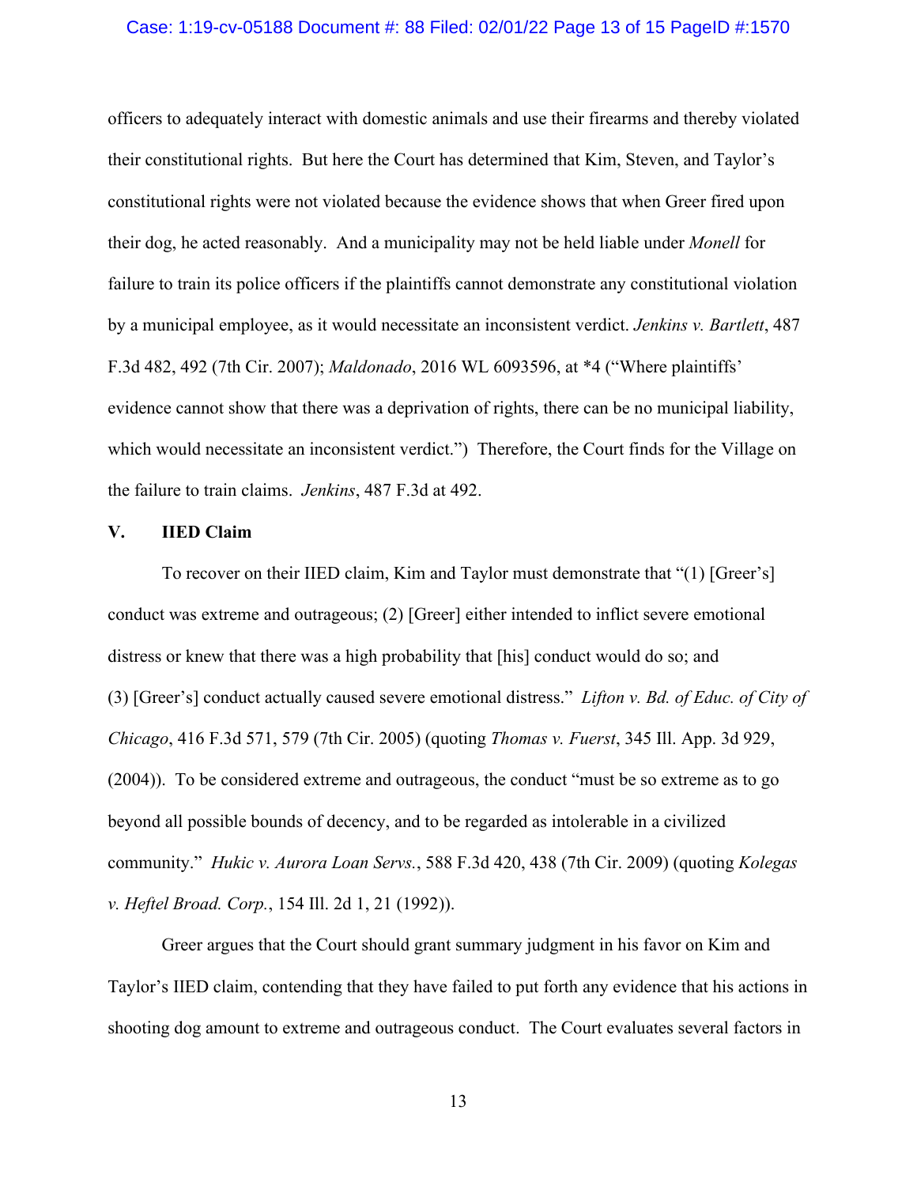officers to adequately interact with domestic animals and use their firearms and thereby violated their constitutional rights. But here the Court has determined that Kim, Steven, and Taylor's constitutional rights were not violated because the evidence shows that when Greer fired upon their dog, he acted reasonably. And a municipality may not be held liable under *Monell* for failure to train its police officers if the plaintiffs cannot demonstrate any constitutional violation by a municipal employee, as it would necessitate an inconsistent verdict. *Jenkins v. Bartlett*, 487 F.3d 482, 492 (7th Cir. 2007); *Maldonado*, 2016 WL 6093596, at *4 ("Where plaintiffs' evidence cannot show that there was a deprivation of rights, there can be no municipal liability, which would necessitate an inconsistent verdict.") Therefore, the Court finds for the Village on the failure to train claims. *Jenkins*, 487 F.3d at 492.

## V. IIED Claim

To recover on their IIED claim, Kim and Taylor must demonstrate that "(1) [Greer's] conduct was extreme and outrageous; (2) [Greer] either intended to inflict severe emotional distress or knew that there was a high probability that [his] conduct would do so; and (3) [Greer's] conduct actually caused severe emotional distress." *Lifton v. Bd. of Educ. of City of Chicago*, 416 F.3d 571, 579 (7th Cir. 2005) (quoting *Thomas v. Fuerst*, 345 Ill. App. 3d 929, (2004)). To be considered extreme and outrageous, the conduct "must be so extreme as to go beyond all possible bounds of decency, and to be regarded as intolerable in a civilized community." *Hukic v. Aurora Loan Servs.*, 588 F.3d 420, 438 (7th Cir. 2009) (quoting *Kolegas v. Heftel Broad. Corp.*, 154 Ill. 2d 1, 21 (1992)).

Greer argues that the Court should grant summary judgment in his favor on Kim and Taylor's IIED claim, contending that they have failed to put forth any evidence that his actions in shooting dog amount to extreme and outrageous conduct. The Court evaluates several factors in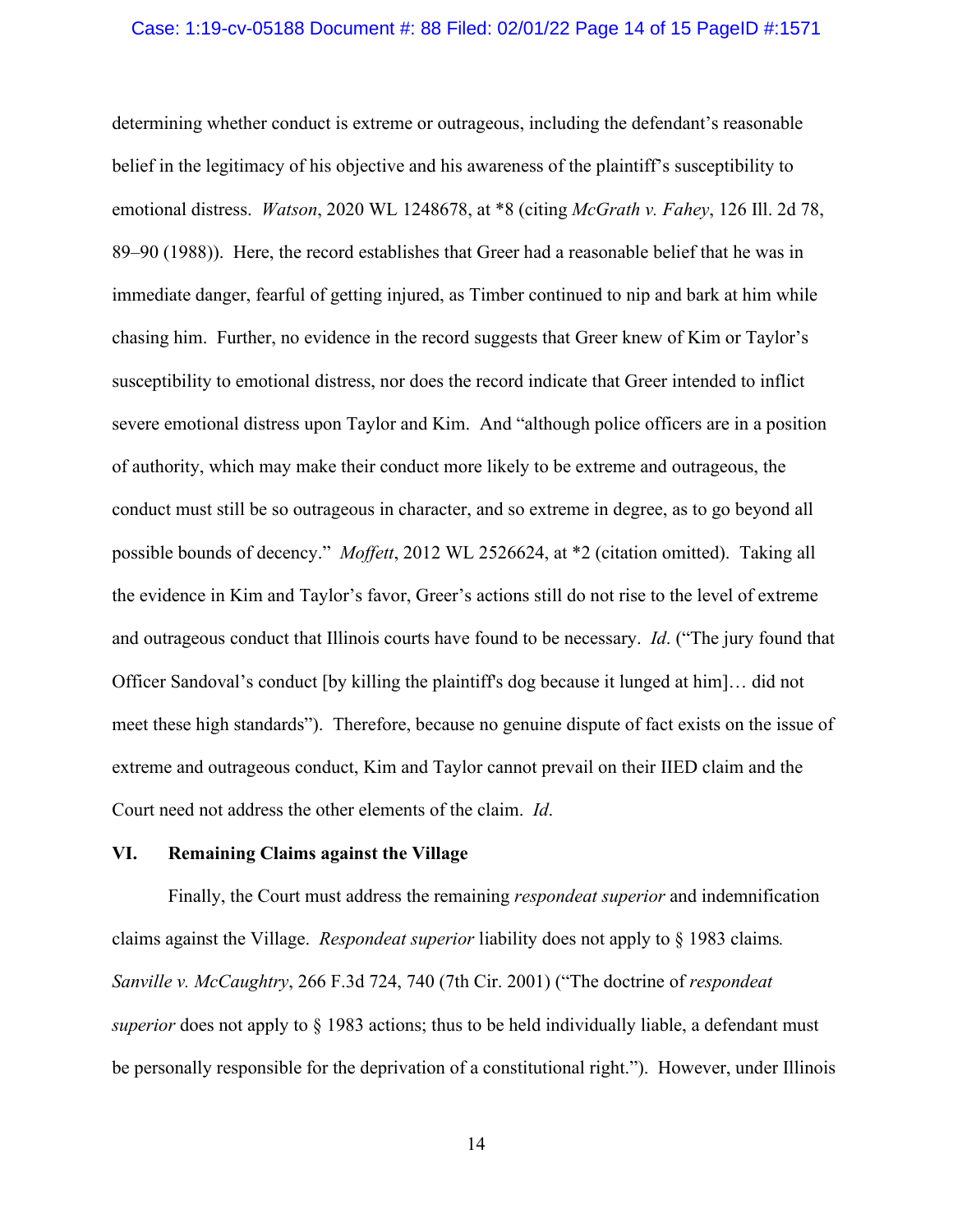determining whether conduct is extreme or outrageous, including the defendant's reasonable belief in the legitimacy of his objective and his awareness of the plaintiff's susceptibility to emotional distress. *Watson*, 2020 WL 1248678, at *8 (citing *McGrath v. Fahey*, 126 Ill. 2d 78, 89–90 (1988)). Here, the record establishes that Greer had a reasonable belief that he was in immediate danger, fearful of getting injured, as Timber continued to nip and bark at him while chasing him. Further, no evidence in the record suggests that Greer knew of Kim or Taylor's susceptibility to emotional distress, nor does the record indicate that Greer intended to inflict severe emotional distress upon Taylor and Kim. And "although police officers are in a position of authority, which may make their conduct more likely to be extreme and outrageous, the conduct must still be so outrageous in character, and so extreme in degree, as to go beyond all possible bounds of decency." *Moffett*, 2012 WL 2526624, at *2 (citation omitted). Taking all the evidence in Kim and Taylor's favor, Greer's actions still do not rise to the level of extreme and outrageous conduct that Illinois courts have found to be necessary. *Id*. ("The jury found that Officer Sandoval's conduct [by killing the plaintiff's dog because it lunged at him]… did not meet these high standards"). Therefore, because no genuine dispute of fact exists on the issue of extreme and outrageous conduct, Kim and Taylor cannot prevail on their IIED claim and the Court need not address the other elements of the claim. *Id*.

## VI. Remaining Claims against the Village

Finally, the Court must address the remaining *respondeat superior* and indemnification claims against the Village. *Respondeat superior* liability does not apply to § 1983 claims. *Sanville v. McCaughtry*, 266 F.3d 724, 740 (7th Cir. 2001) ("The doctrine of *respondeat superior* does not apply to § 1983 actions; thus to be held individually liable, a defendant must be personally responsible for the deprivation of a constitutional right."). However, under Illinois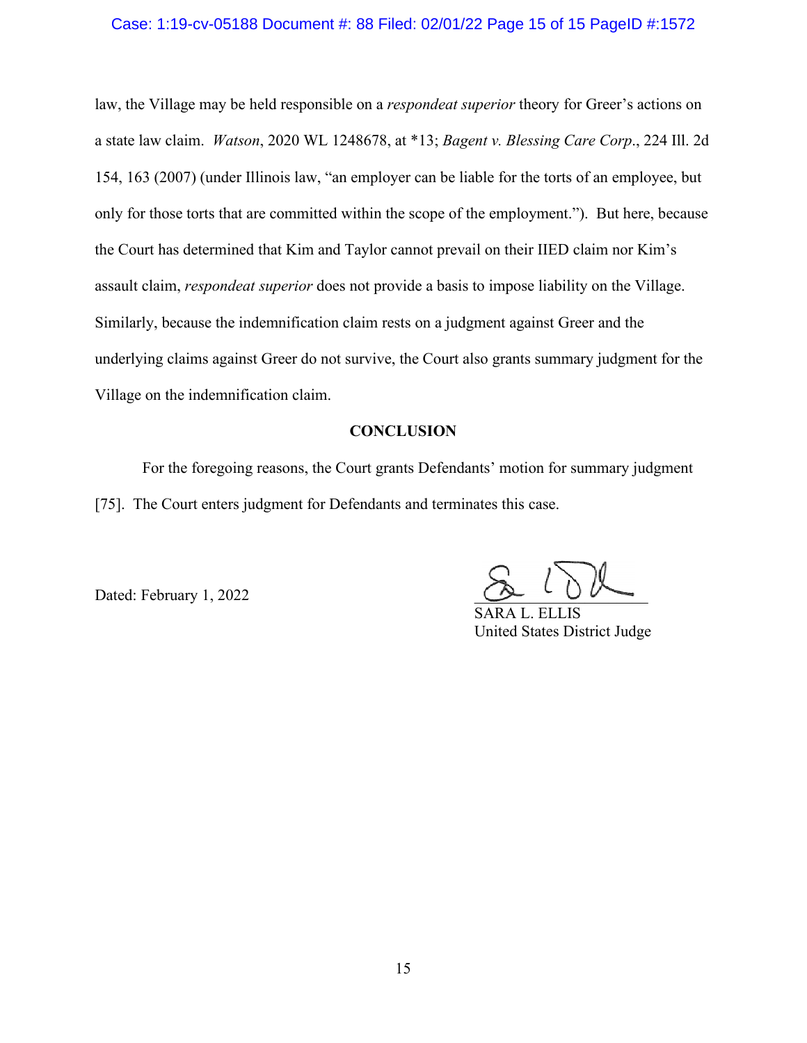law, the Village may be held responsible on a *respondeat superior* theory for Greer's actions on a state law claim. *Watson*, 2020 WL 1248678, at *13; *Bagent v. Blessing Care Corp*., 224 Ill. 2d 154, 163 (2007) (under Illinois law, "an employer can be liable for the torts of an employee, but only for those torts that are committed within the scope of the employment."). But here, because the Court has determined that Kim and Taylor cannot prevail on their IIED claim nor Kim's assault claim, *respondeat superior* does not provide a basis to impose liability on the Village. Similarly, because the indemnification claim rests on a judgment against Greer and the underlying claims against Greer do not survive, the Court also grants summary judgment for the Village on the indemnification claim.

## CONCLUSION

For the foregoing reasons, the Court grants Defendants' motion for summary judgment [75]. The Court enters judgment for Defendants and terminates this case.

Dated: February 1, 2022

SARA L. ELLIS
United States District Judge